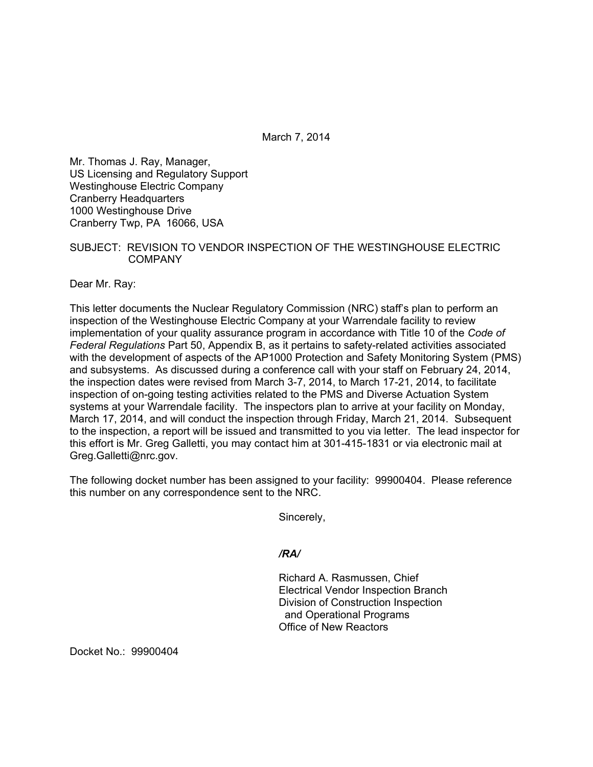March 7, 2014

Mr. Thomas J. Ray, Manager,
US Licensing and Regulatory Support
Westinghouse Electric Company
Cranberry Headquarters
1000 Westinghouse Drive
Cranberry Twp, PA 16066, USA

SUBJECT: REVISION TO VENDOR INSPECTION OF THE WESTINGHOUSE ELECTRIC COMPANY

Dear Mr. Ray:

This letter documents the Nuclear Regulatory Commission (NRC) staff's plan to perform an inspection of the Westinghouse Electric Company at your Warrendale facility to review implementation of your quality assurance program in accordance with Title 10 of the *Code of Federal Regulations* Part 50, Appendix B, as it pertains to safety-related activities associated with the development of aspects of the AP1000 Protection and Safety Monitoring System (PMS) and subsystems. As discussed during a conference call with your staff on February 24, 2014, the inspection dates were revised from March 3-7, 2014, to March 17-21, 2014, to facilitate inspection of on-going testing activities related to the PMS and Diverse Actuation System systems at your Warrendale facility. The inspectors plan to arrive at your facility on Monday, March 17, 2014, and will conduct the inspection through Friday, March 21, 2014. Subsequent to the inspection, a report will be issued and transmitted to you via letter. The lead inspector for this effort is Mr. Greg Galletti, you may contact him at 301-415-1831 or via electronic mail at Greg.Galletti@nrc.gov.

The following docket number has been assigned to your facility: 99900404. Please reference this number on any correspondence sent to the NRC.

Sincerely,

*/RA/*

Richard A. Rasmussen, Chief
Electrical Vendor Inspection Branch
Division of Construction Inspection
and Operational Programs
Office of New Reactors

Docket No.: 99900404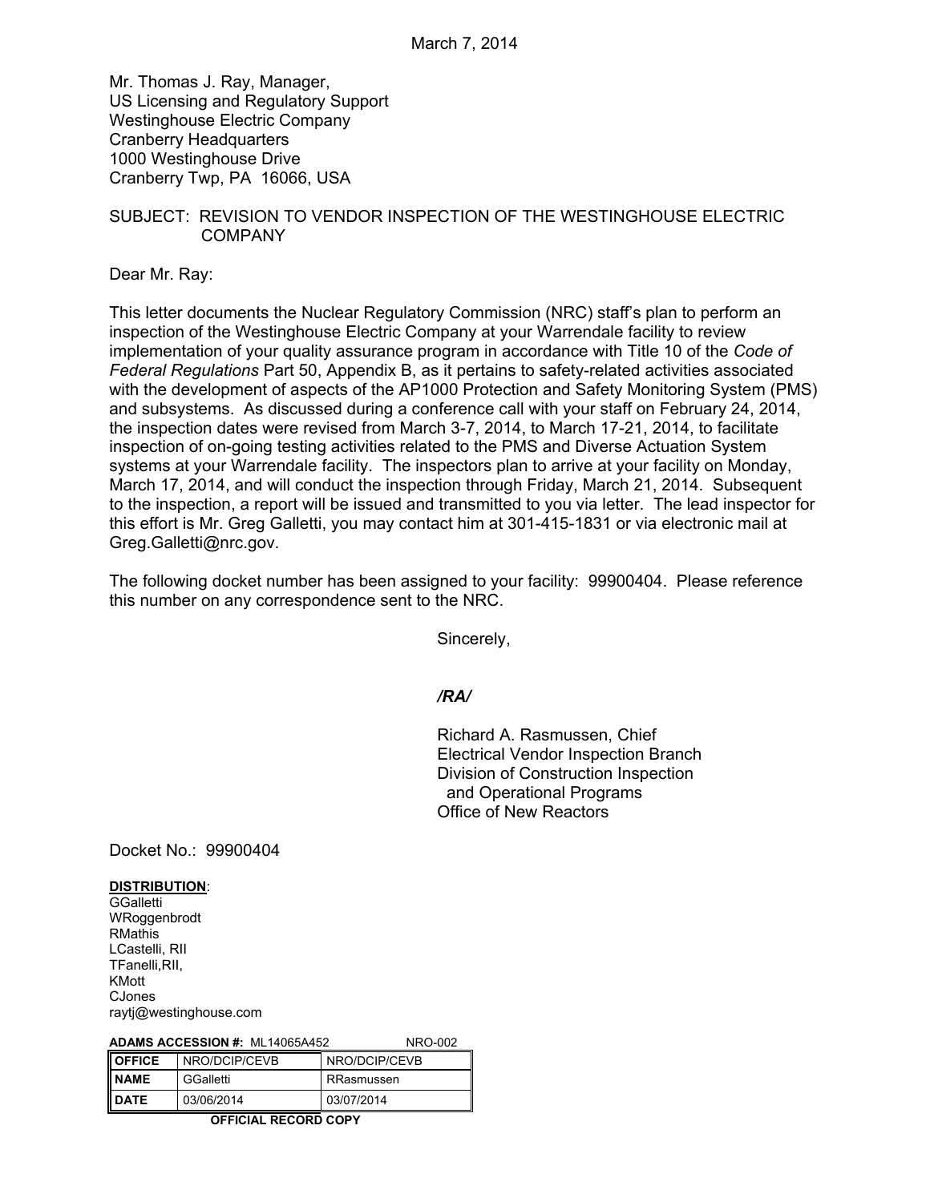March 7, 2014

Mr. Thomas J. Ray, Manager,
US Licensing and Regulatory Support
Westinghouse Electric Company
Cranberry Headquarters
1000 Westinghouse Drive
Cranberry Twp, PA 16066, USA

SUBJECT: REVISION TO VENDOR INSPECTION OF THE WESTINGHOUSE ELECTRIC COMPANY

Dear Mr. Ray:

This letter documents the Nuclear Regulatory Commission (NRC) staff's plan to perform an inspection of the Westinghouse Electric Company at your Warrendale facility to review implementation of your quality assurance program in accordance with Title 10 of the *Code of Federal Regulations* Part 50, Appendix B, as it pertains to safety-related activities associated with the development of aspects of the AP1000 Protection and Safety Monitoring System (PMS) and subsystems. As discussed during a conference call with your staff on February 24, 2014, the inspection dates were revised from March 3-7, 2014, to March 17-21, 2014, to facilitate inspection of on-going testing activities related to the PMS and Diverse Actuation System systems at your Warrendale facility. The inspectors plan to arrive at your facility on Monday, March 17, 2014, and will conduct the inspection through Friday, March 21, 2014. Subsequent to the inspection, a report will be issued and transmitted to you via letter. The lead inspector for this effort is Mr. Greg Galletti, you may contact him at 301-415-1831 or via electronic mail at Greg.Galletti@nrc.gov.

The following docket number has been assigned to your facility: 99900404. Please reference this number on any correspondence sent to the NRC.

Sincerely,

*/RA/*

Richard A. Rasmussen, Chief
Electrical Vendor Inspection Branch
Division of Construction Inspection
and Operational Programs
Office of New Reactors

Docket No.: 99900404

**DISTRIBUTION**:
GGalletti
WRoggenbrodt
RMathis
LCastelli, RII
TFanelli,RII,
KMott
CJones
raytj@westinghouse.com

**ADAMS ACCESSION #:** ML14065A452 NRO-002

| | | |
|---|---|---|
| **OFFICE** | NRO/DCIP/CEVB | NRO/DCIP/CEVB |
| **NAME** | GGalletti | RRasmussen |
| **DATE** | 03/06/2014 | 03/07/2014 |

**OFFICIAL RECORD COPY**